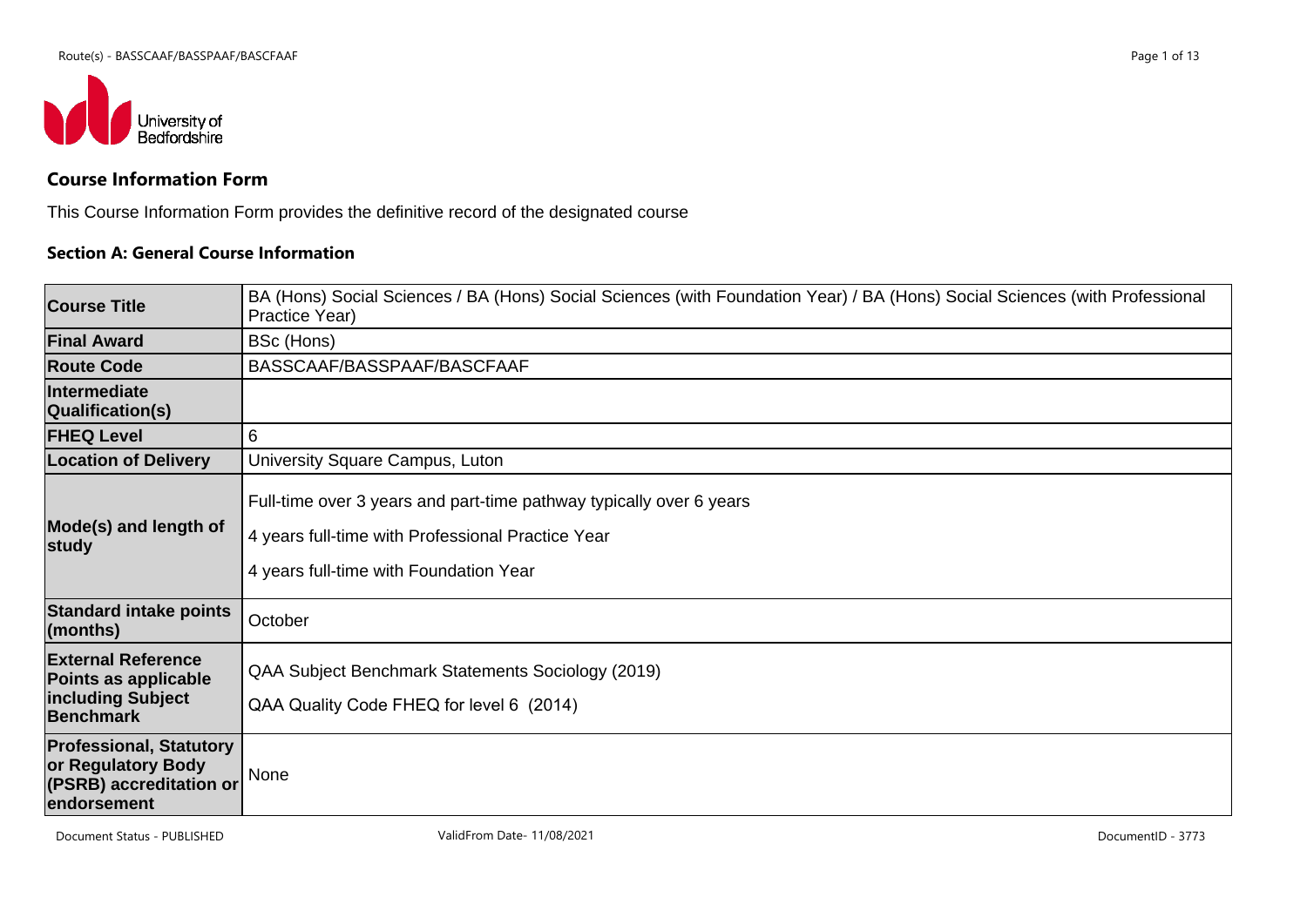## Course Information Form

This Course Information Form provides the definitive record of the designated course

### Section A: General Course Information

| | |
|---|---|
| **Course Title** | BA (Hons) Social Sciences / BA (Hons) Social Sciences (with Foundation Year) / BA (Hons) Social Sciences (with Professional Practice Year) |
| **Final Award** | BSc (Hons) |
| **Route Code** | BASSCAAF/BASSPAAF/BASCFAAF |
| **Intermediate Qualification(s)** | |
| **FHEQ Level** | 6 |
| **Location of Delivery** | University Square Campus, Luton |
| **Mode(s) and length of study** | Full-time over 3 years and part-time pathway typically over 6 years<br><br>4 years full-time with Professional Practice Year<br><br>4 years full-time with Foundation Year |
| **Standard intake points (months)** | October |
| **External Reference Points as applicable including Subject Benchmark** | QAA Subject Benchmark Statements Sociology (2019)<br><br>QAA Quality Code FHEQ for level 6 (2014) |
| **Professional, Statutory or Regulatory Body (PSRB) accreditation or endorsement** | None |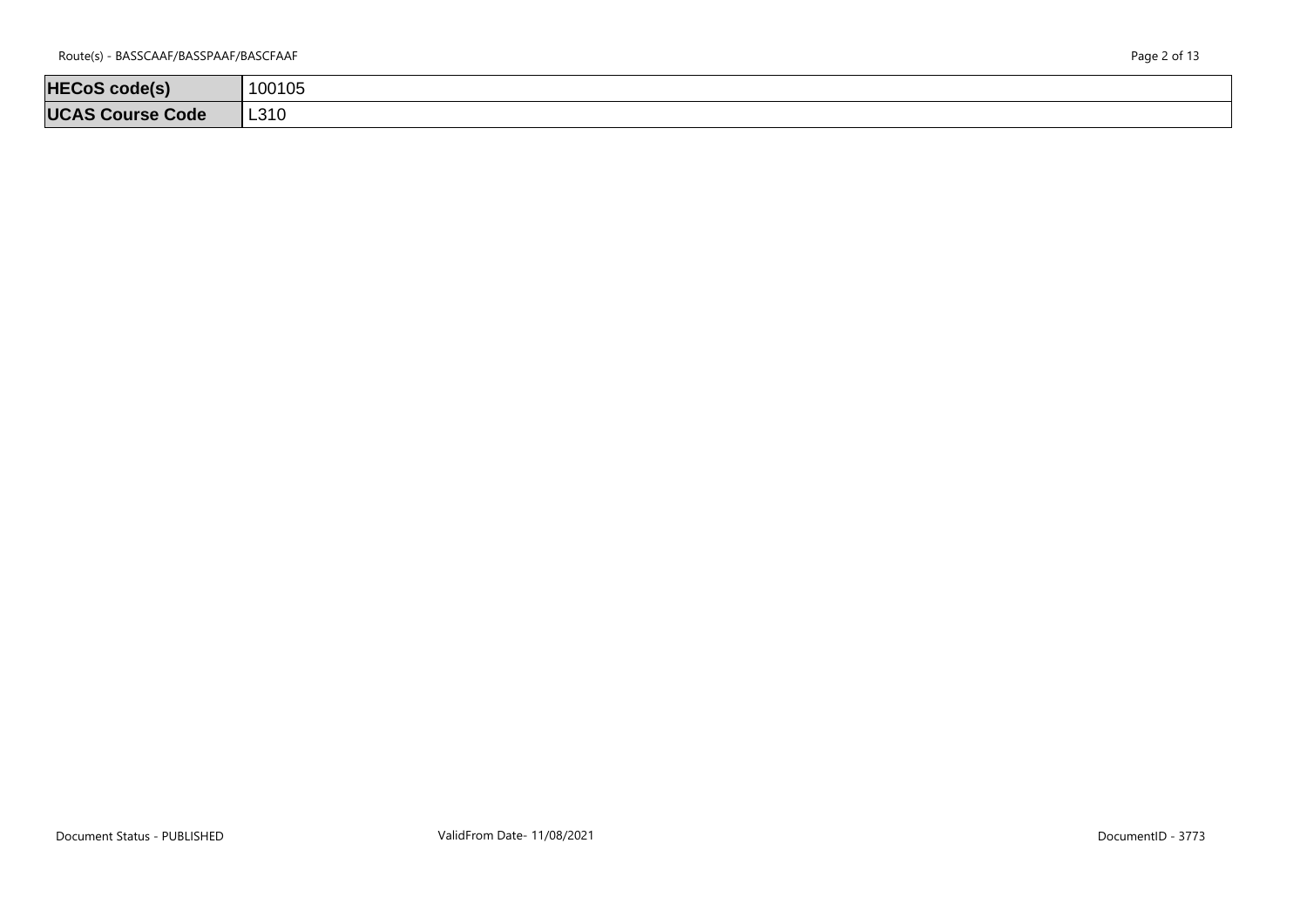| HECoS code(s) | 100105 |
| --- | --- |
| UCAS Course Code | L310 |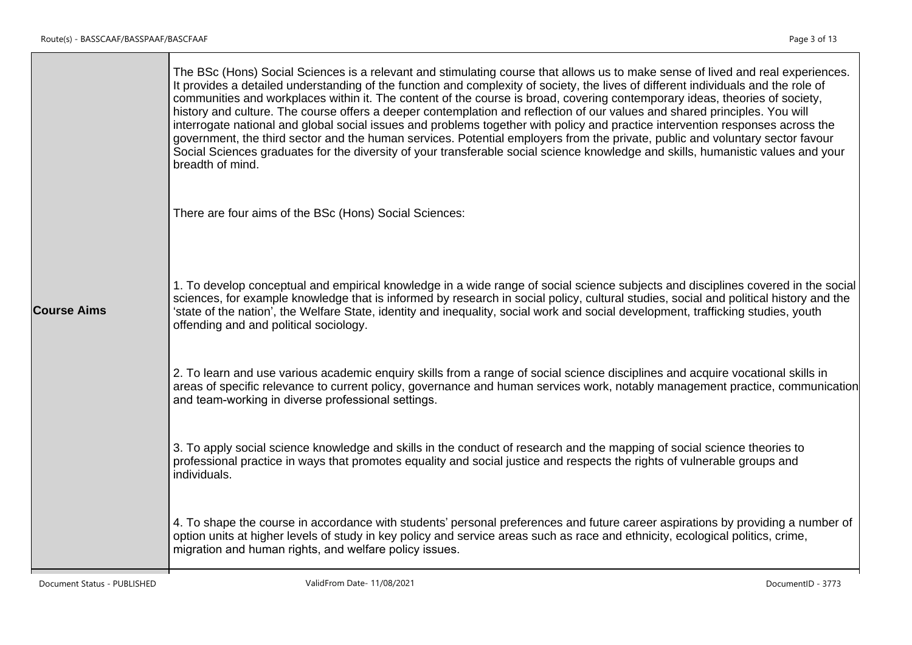| | |
|---|---|
| **Course Aims** | The BSc (Hons) Social Sciences is a relevant and stimulating course that allows us to make sense of lived and real experiences. It provides a detailed understanding of the function and complexity of society, the lives of different individuals and the role of communities and workplaces within it. The content of the course is broad, covering contemporary ideas, theories of society, history and culture. The course offers a deeper contemplation and reflection of our values and shared principles. You will interrogate national and global social issues and problems together with policy and practice intervention responses across the government, the third sector and the human services. Potential employers from the private, public and voluntary sector favour Social Sciences graduates for the diversity of your transferable social science knowledge and skills, humanistic values and your breadth of mind.<br><br>There are four aims of the BSc (Hons) Social Sciences:<br><br>1. To develop conceptual and empirical knowledge in a wide range of social science subjects and disciplines covered in the social sciences, for example knowledge that is informed by research in social policy, cultural studies, social and political history and the 'state of the nation', the Welfare State, identity and inequality, social work and social development, trafficking studies, youth offending and and political sociology.<br><br>2. To learn and use various academic enquiry skills from a range of social science disciplines and acquire vocational skills in areas of specific relevance to current policy, governance and human services work, notably management practice, communication and team-working in diverse professional settings.<br><br>3. To apply social science knowledge and skills in the conduct of research and the mapping of social science theories to professional practice in ways that promotes equality and social justice and respects the rights of vulnerable groups and individuals.<br><br>4. To shape the course in accordance with students' personal preferences and future career aspirations by providing a number of option units at higher levels of study in key policy and service areas such as race and ethnicity, ecological politics, crime, migration and human rights, and welfare policy issues. |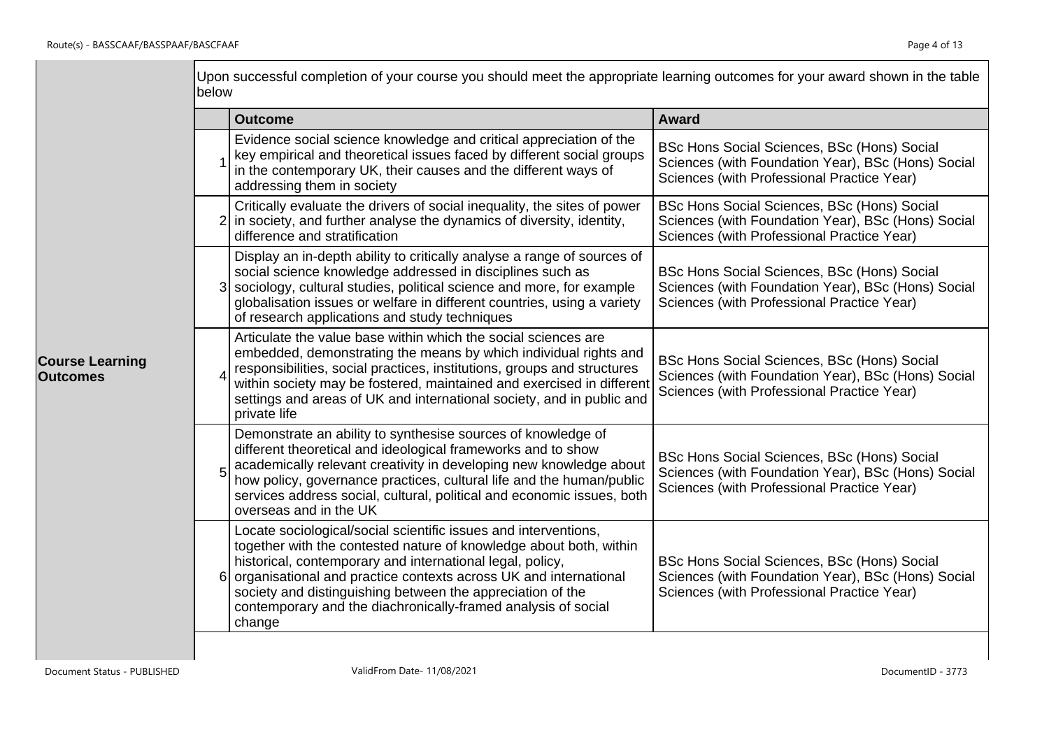**Course Learning Outcomes**

Upon successful completion of your course you should meet the appropriate learning outcomes for your award shown in the table below

| | Outcome | Award |
|---|---|---|
| 1 | Evidence social science knowledge and critical appreciation of the key empirical and theoretical issues faced by different social groups in the contemporary UK, their causes and the different ways of addressing them in society | BSc Hons Social Sciences, BSc (Hons) Social Sciences (with Foundation Year), BSc (Hons) Social Sciences (with Professional Practice Year) |
| 2 | Critically evaluate the drivers of social inequality, the sites of power in society, and further analyse the dynamics of diversity, identity, difference and stratification | BSc Hons Social Sciences, BSc (Hons) Social Sciences (with Foundation Year), BSc (Hons) Social Sciences (with Professional Practice Year) |
| 3 | Display an in-depth ability to critically analyse a range of sources of social science knowledge addressed in disciplines such as sociology, cultural studies, political science and more, for example globalisation issues or welfare in different countries, using a variety of research applications and study techniques | BSc Hons Social Sciences, BSc (Hons) Social Sciences (with Foundation Year), BSc (Hons) Social Sciences (with Professional Practice Year) |
| 4 | Articulate the value base within which the social sciences are embedded, demonstrating the means by which individual rights and responsibilities, social practices, institutions, groups and structures within society may be fostered, maintained and exercised in different settings and areas of UK and international society, and in public and private life | BSc Hons Social Sciences, BSc (Hons) Social Sciences (with Foundation Year), BSc (Hons) Social Sciences (with Professional Practice Year) |
| 5 | Demonstrate an ability to synthesise sources of knowledge of different theoretical and ideological frameworks and to show academically relevant creativity in developing new knowledge about how policy, governance practices, cultural life and the human/public services address social, cultural, political and economic issues, both overseas and in the UK | BSc Hons Social Sciences, BSc (Hons) Social Sciences (with Foundation Year), BSc (Hons) Social Sciences (with Professional Practice Year) |
| 6 | Locate sociological/social scientific issues and interventions, together with the contested nature of knowledge about both, within historical, contemporary and international legal, policy, organisational and practice contexts across UK and international society and distinguishing between the appreciation of the contemporary and the diachronically-framed analysis of social change | BSc Hons Social Sciences, BSc (Hons) Social Sciences (with Foundation Year), BSc (Hons) Social Sciences (with Professional Practice Year) |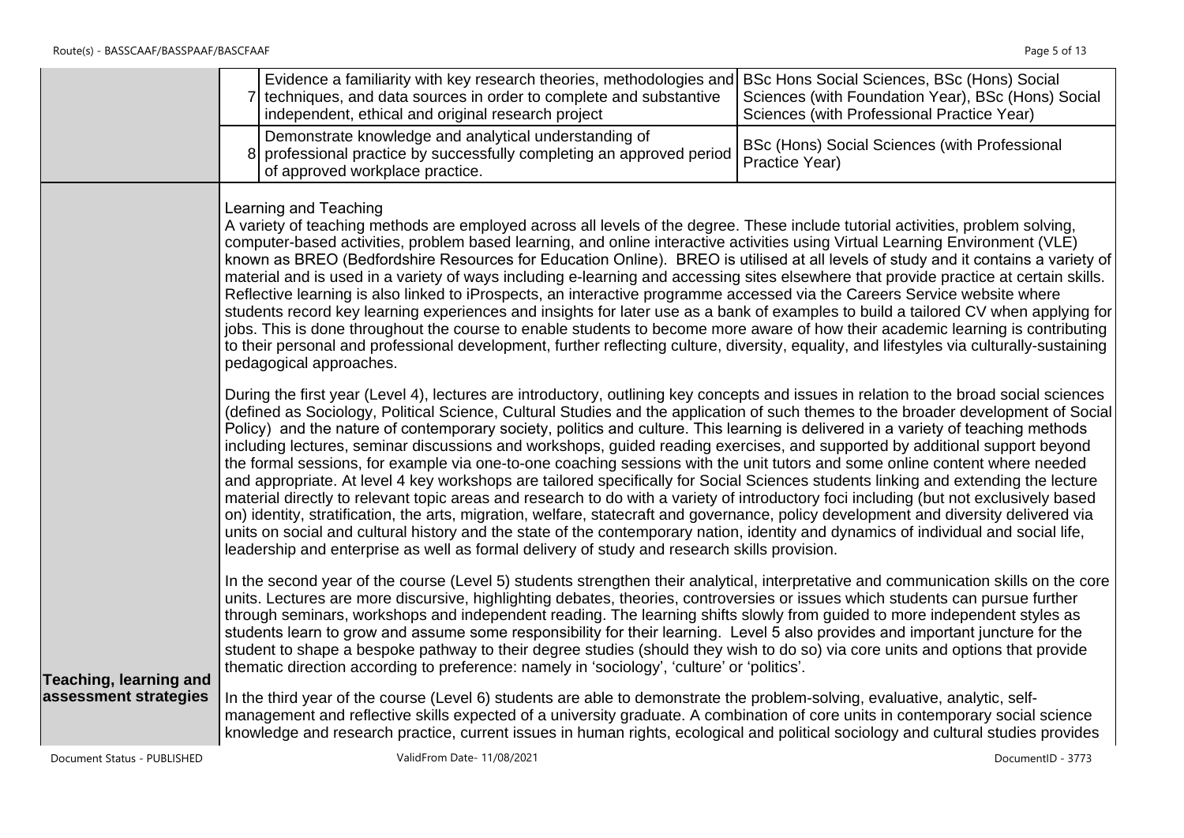| | | | |
|---|---|---|---|
| | 7 | Evidence a familiarity with key research theories, methodologies and techniques, and data sources in order to complete and substantive independent, ethical and original research project | BSc Hons Social Sciences, BSc (Hons) Social Sciences (with Foundation Year), BSc (Hons) Social Sciences (with Professional Practice Year) |
| | 8 | Demonstrate knowledge and analytical understanding of professional practice by successfully completing an approved period of approved workplace practice. | BSc (Hons) Social Sciences (with Professional Practice Year) |

**Teaching, learning and assessment strategies**

Learning and Teaching

A variety of teaching methods are employed across all levels of the degree. These include tutorial activities, problem solving, computer-based activities, problem based learning, and online interactive activities using Virtual Learning Environment (VLE) known as BREO (Bedfordshire Resources for Education Online). BREO is utilised at all levels of study and it contains a variety of material and is used in a variety of ways including e-learning and accessing sites elsewhere that provide practice at certain skills. Reflective learning is also linked to iProspects, an interactive programme accessed via the Careers Service website where students record key learning experiences and insights for later use as a bank of examples to build a tailored CV when applying for jobs. This is done throughout the course to enable students to become more aware of how their academic learning is contributing to their personal and professional development, further reflecting culture, diversity, equality, and lifestyles via culturally-sustaining pedagogical approaches.

During the first year (Level 4), lectures are introductory, outlining key concepts and issues in relation to the broad social sciences (defined as Sociology, Political Science, Cultural Studies and the application of such themes to the broader development of Social Policy) and the nature of contemporary society, politics and culture. This learning is delivered in a variety of teaching methods including lectures, seminar discussions and workshops, guided reading exercises, and supported by additional support beyond the formal sessions, for example via one-to-one coaching sessions with the unit tutors and some online content where needed and appropriate. At level 4 key workshops are tailored specifically for Social Sciences students linking and extending the lecture material directly to relevant topic areas and research to do with a variety of introductory foci including (but not exclusively based on) identity, stratification, the arts, migration, welfare, statecraft and governance, policy development and diversity delivered via units on social and cultural history and the state of the contemporary nation, identity and dynamics of individual and social life, leadership and enterprise as well as formal delivery of study and research skills provision.

In the second year of the course (Level 5) students strengthen their analytical, interpretative and communication skills on the core units. Lectures are more discursive, highlighting debates, theories, controversies or issues which students can pursue further through seminars, workshops and independent reading. The learning shifts slowly from guided to more independent styles as students learn to grow and assume some responsibility for their learning. Level 5 also provides and important juncture for the student to shape a bespoke pathway to their degree studies (should they wish to do so) via core units and options that provide thematic direction according to preference: namely in 'sociology', 'culture' or 'politics'.

In the third year of the course (Level 6) students are able to demonstrate the problem-solving, evaluative, analytic, self-management and reflective skills expected of a university graduate. A combination of core units in contemporary social science knowledge and research practice, current issues in human rights, ecological and political sociology and cultural studies provides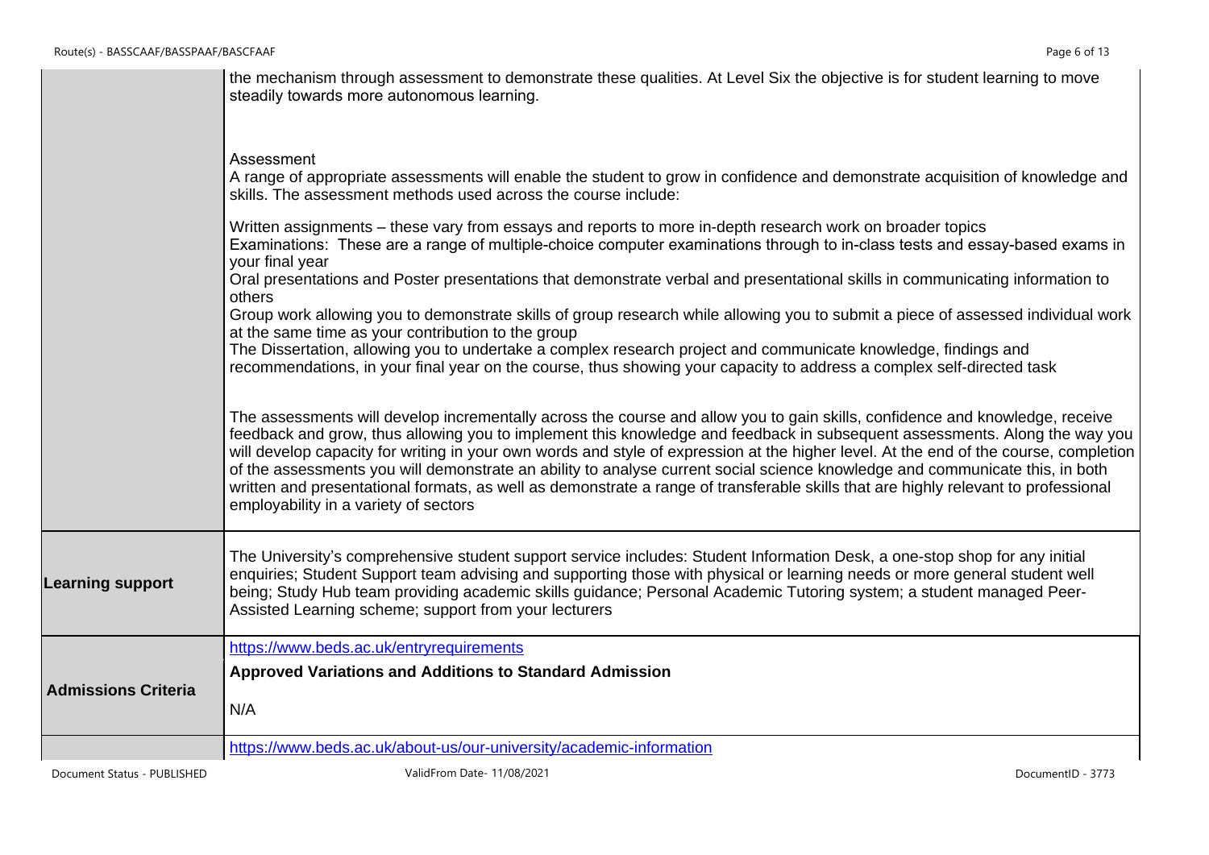| | |
|---|---|
| | the mechanism through assessment to demonstrate these qualities. At Level Six the objective is for student learning to move steadily towards more autonomous learning.<br><br>Assessment<br>A range of appropriate assessments will enable the student to grow in confidence and demonstrate acquisition of knowledge and skills. The assessment methods used across the course include:<br><br>Written assignments – these vary from essays and reports to more in-depth research work on broader topics<br>Examinations: These are a range of multiple-choice computer examinations through to in-class tests and essay-based exams in your final year<br>Oral presentations and Poster presentations that demonstrate verbal and presentational skills in communicating information to others<br>Group work allowing you to demonstrate skills of group research while allowing you to submit a piece of assessed individual work at the same time as your contribution to the group<br>The Dissertation, allowing you to undertake a complex research project and communicate knowledge, findings and recommendations, in your final year on the course, thus showing your capacity to address a complex self-directed task<br><br>The assessments will develop incrementally across the course and allow you to gain skills, confidence and knowledge, receive feedback and grow, thus allowing you to implement this knowledge and feedback in subsequent assessments. Along the way you will develop capacity for writing in your own words and style of expression at the higher level. At the end of the course, completion of the assessments you will demonstrate an ability to analyse current social science knowledge and communicate this, in both written and presentational formats, as well as demonstrate a range of transferable skills that are highly relevant to professional employability in a variety of sectors |
| **Learning support** | The University's comprehensive student support service includes: Student Information Desk, a one-stop shop for any initial enquiries; Student Support team advising and supporting those with physical or learning needs or more general student well being; Study Hub team providing academic skills guidance; Personal Academic Tutoring system; a student managed Peer-Assisted Learning scheme; support from your lecturers |
| **Admissions Criteria** | https://www.beds.ac.uk/entryrequirements<br>**Approved Variations and Additions to Standard Admission**<br>N/A |
| | https://www.beds.ac.uk/about-us/our-university/academic-information |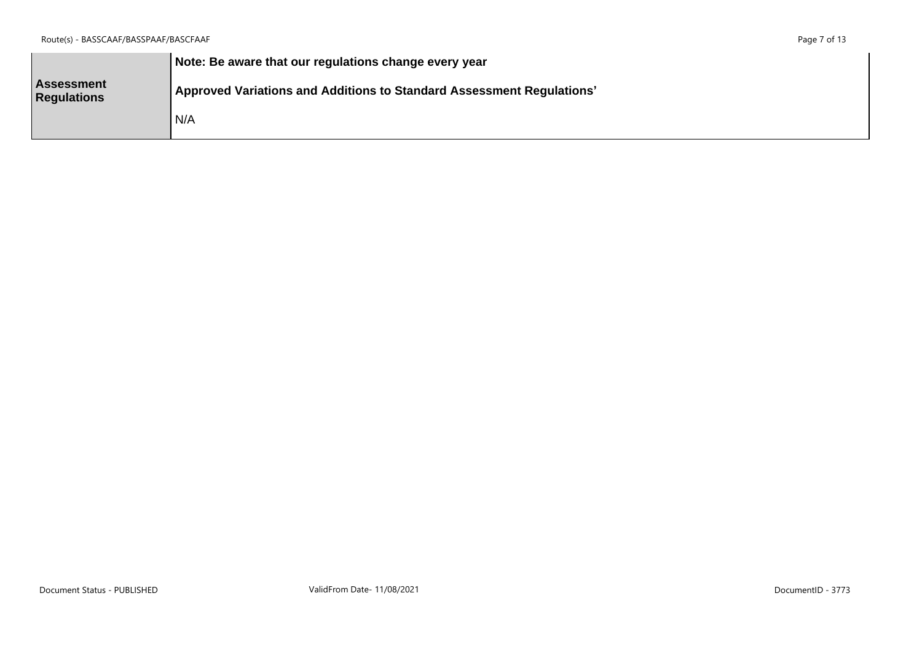| Assessment Regulations | **Note: Be aware that our regulations change every year**<br><br>**Approved Variations and Additions to Standard Assessment Regulations'**<br><br>N/A |
| --- | --- |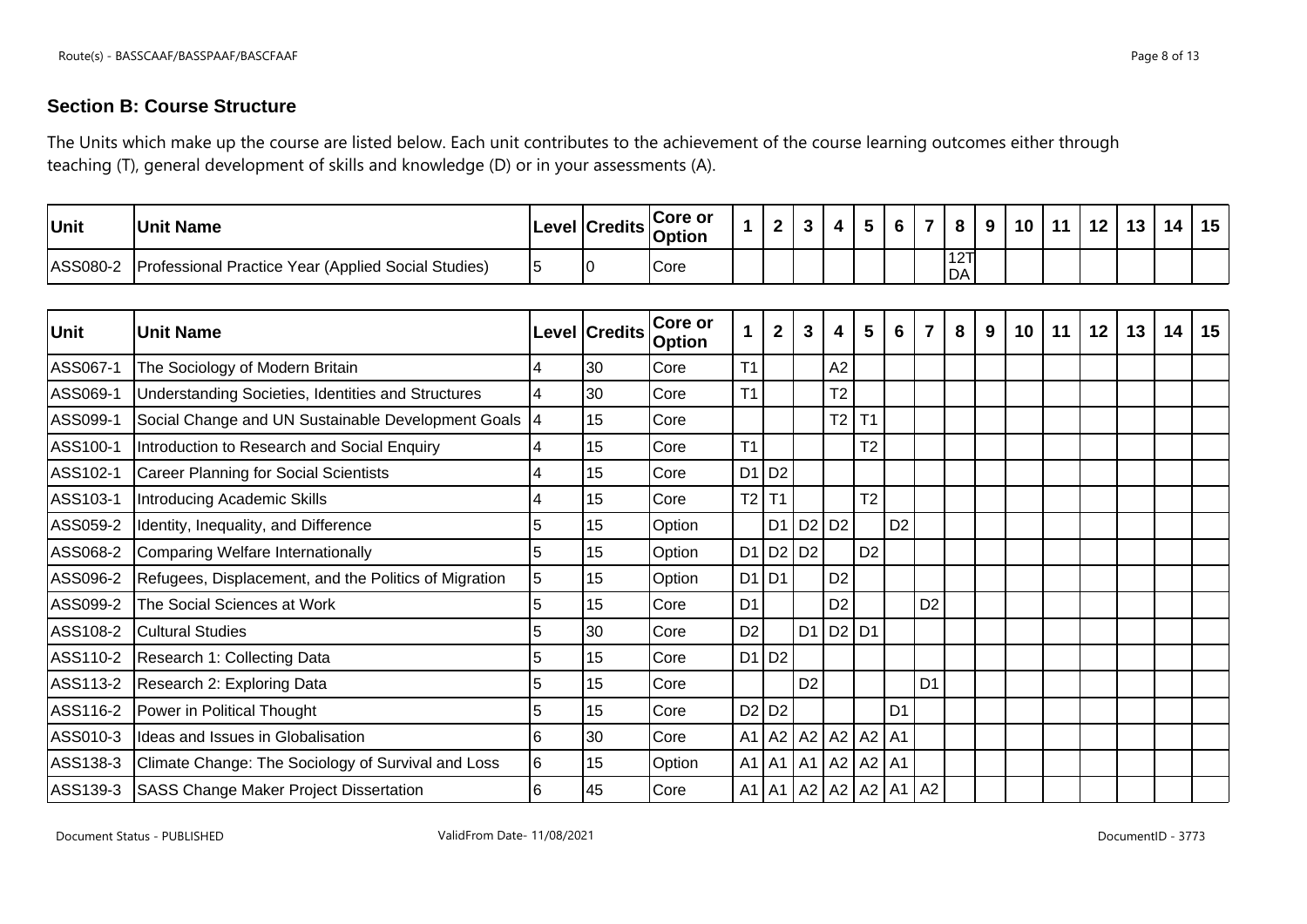### Section B: Course Structure

The Units which make up the course are listed below. Each unit contributes to the achievement of the course learning outcomes either through teaching (T), general development of skills and knowledge (D) or in your assessments (A).

| Unit | Unit Name | Level | Credits | Core or Option | 1 | 2 | 3 | 4 | 5 | 6 | 7 | 8 | 9 | 10 | 11 | 12 | 13 | 14 | 15 |
|---|---|---|---|---|---|---|---|---|---|---|---|---|---|---|---|---|---|---|---|
| ASS080-2 | Professional Practice Year (Applied Social Studies) | 5 | 0 | Core | | | | | | | | 12T DA | | | | | | | |

| Unit | Unit Name | Level | Credits | Core or Option | 1 | 2 | 3 | 4 | 5 | 6 | 7 | 8 | 9 | 10 | 11 | 12 | 13 | 14 | 15 |
|---|---|---|---|---|---|---|---|---|---|---|---|---|---|---|---|---|---|---|---|
| ASS067-1 | The Sociology of Modern Britain | 4 | 30 | Core | T1 | | | A2 | | | | | | | | | | | |
| ASS069-1 | Understanding Societies, Identities and Structures | 4 | 30 | Core | T1 | | | T2 | | | | | | | | | | | |
| ASS099-1 | Social Change and UN Sustainable Development Goals | 4 | 15 | Core | | | | T2 | T1 | | | | | | | | | | |
| ASS100-1 | Introduction to Research and Social Enquiry | 4 | 15 | Core | T1 | | | | T2 | | | | | | | | | | |
| ASS102-1 | Career Planning for Social Scientists | 4 | 15 | Core | D1 | D2 | | | | | | | | | | | | | |
| ASS103-1 | Introducing Academic Skills | 4 | 15 | Core | T2 | T1 | | | T2 | | | | | | | | | | |
| ASS059-2 | Identity, Inequality, and Difference | 5 | 15 | Option | | D1 | D2 | D2 | | D2 | | | | | | | | | |
| ASS068-2 | Comparing Welfare Internationally | 5 | 15 | Option | D1 | D2 | D2 | | D2 | | | | | | | | | | |
| ASS096-2 | Refugees, Displacement, and the Politics of Migration | 5 | 15 | Option | D1 | D1 | | D2 | | | | | | | | | | | |
| ASS099-2 | The Social Sciences at Work | 5 | 15 | Core | D1 | | | D2 | | | D2 | | | | | | | | |
| ASS108-2 | Cultural Studies | 5 | 30 | Core | D2 | | D1 | D2 | D1 | | | | | | | | | | |
| ASS110-2 | Research 1: Collecting Data | 5 | 15 | Core | D1 | D2 | | | | | | | | | | | | | |
| ASS113-2 | Research 2: Exploring Data | 5 | 15 | Core | | | D2 | | | | D1 | | | | | | | | |
| ASS116-2 | Power in Political Thought | 5 | 15 | Core | D2 | D2 | | | | D1 | | | | | | | | | |
| ASS010-3 | Ideas and Issues in Globalisation | 6 | 30 | Core | A1 | A2 | A2 | A2 | A2 | A1 | | | | | | | | | |
| ASS138-3 | Climate Change: The Sociology of Survival and Loss | 6 | 15 | Option | A1 | A1 | A1 | A2 | A2 | A1 | | | | | | | | | |
| ASS139-3 | SASS Change Maker Project Dissertation | 6 | 45 | Core | A1 | A1 | A2 | A2 | A2 | A1 | A2 | | | | | | | | |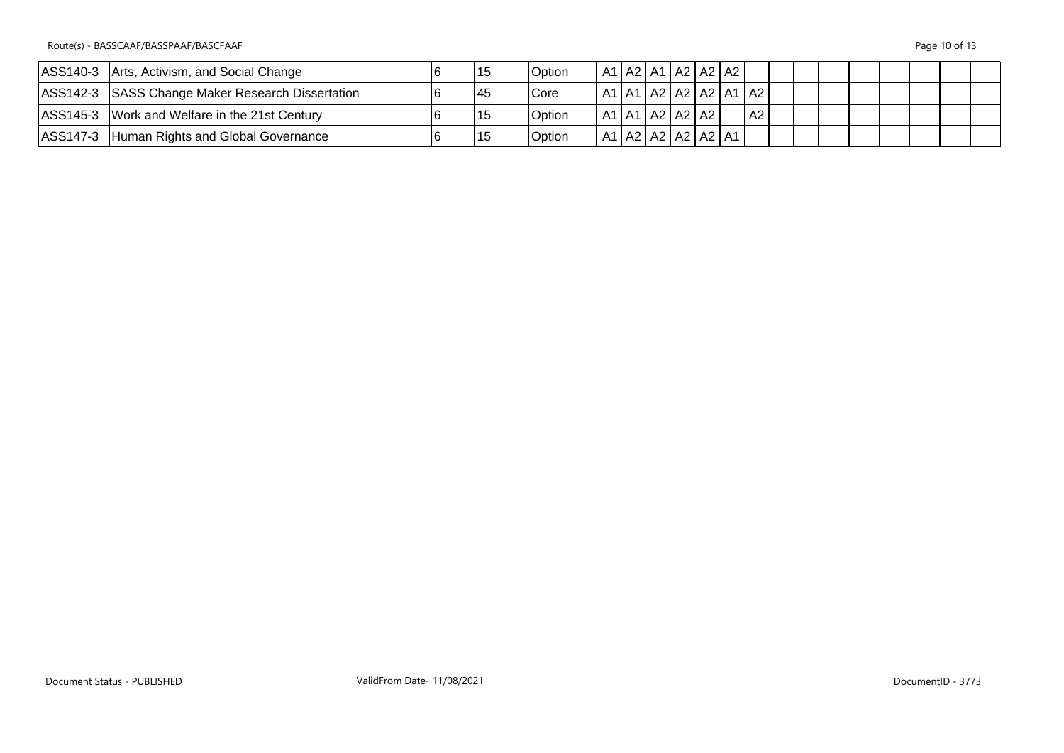| | | | | | | | | | | | | | | | | | | | |
|---|---|---|---|---|---|---|---|---|---|---|---|---|---|---|---|---|---|---|---|
| ASS140-3 | Arts, Activism, and Social Change | 6 | 15 | Option | A1 | A2 | A1 | A2 | A2 | A2 | | | | | | | | | |
| ASS142-3 | SASS Change Maker Research Dissertation | 6 | 45 | Core | A1 | A1 | A2 | A2 | A2 | A1 | A2 | | | | | | | | |
| ASS145-3 | Work and Welfare in the 21st Century | 6 | 15 | Option | A1 | A1 | A2 | A2 | A2 | | A2 | | | | | | | | |
| ASS147-3 | Human Rights and Global Governance | 6 | 15 | Option | A1 | A2 | A2 | A2 | A2 | A1 | | | | | | | | | |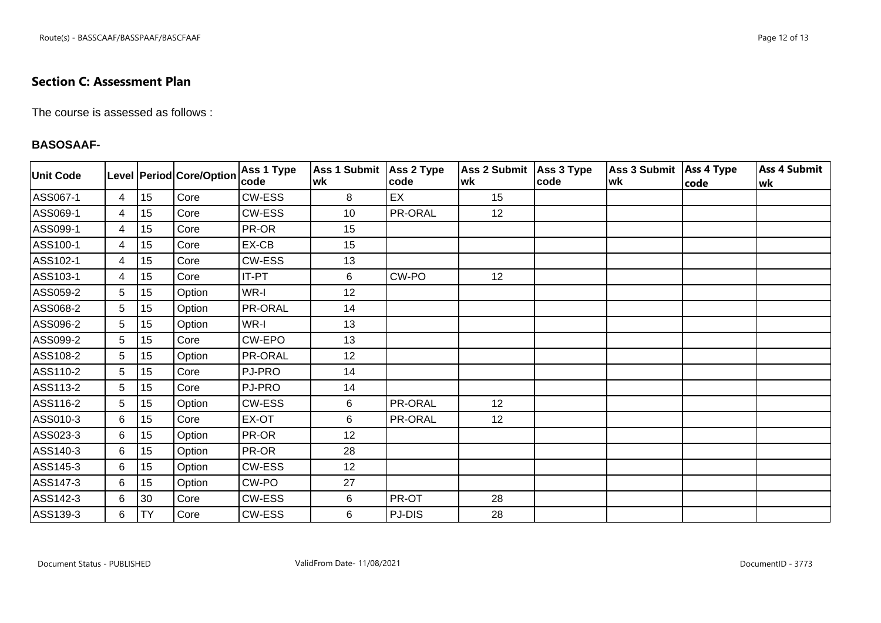## Section C: Assessment Plan

The course is assessed as follows :

### BASOSAAF-

| Unit Code | Level | Period | Core/Option | Ass 1 Type code | Ass 1 Submit wk | Ass 2 Type code | Ass 2 Submit wk | Ass 3 Type code | Ass 3 Submit wk | Ass 4 Type code | Ass 4 Submit wk |
|---|---|---|---|---|---|---|---|---|---|---|---|
| ASS067-1 | 4 | 15 | Core | CW-ESS | 8 | EX | 15 | | | | |
| ASS069-1 | 4 | 15 | Core | CW-ESS | 10 | PR-ORAL | 12 | | | | |
| ASS099-1 | 4 | 15 | Core | PR-OR | 15 | | | | | | |
| ASS100-1 | 4 | 15 | Core | EX-CB | 15 | | | | | | |
| ASS102-1 | 4 | 15 | Core | CW-ESS | 13 | | | | | | |
| ASS103-1 | 4 | 15 | Core | IT-PT | 6 | CW-PO | 12 | | | | |
| ASS059-2 | 5 | 15 | Option | WR-I | 12 | | | | | | |
| ASS068-2 | 5 | 15 | Option | PR-ORAL | 14 | | | | | | |
| ASS096-2 | 5 | 15 | Option | WR-I | 13 | | | | | | |
| ASS099-2 | 5 | 15 | Core | CW-EPO | 13 | | | | | | |
| ASS108-2 | 5 | 15 | Option | PR-ORAL | 12 | | | | | | |
| ASS110-2 | 5 | 15 | Core | PJ-PRO | 14 | | | | | | |
| ASS113-2 | 5 | 15 | Core | PJ-PRO | 14 | | | | | | |
| ASS116-2 | 5 | 15 | Option | CW-ESS | 6 | PR-ORAL | 12 | | | | |
| ASS010-3 | 6 | 15 | Core | EX-OT | 6 | PR-ORAL | 12 | | | | |
| ASS023-3 | 6 | 15 | Option | PR-OR | 12 | | | | | | |
| ASS140-3 | 6 | 15 | Option | PR-OR | 28 | | | | | | |
| ASS145-3 | 6 | 15 | Option | CW-ESS | 12 | | | | | | |
| ASS147-3 | 6 | 15 | Option | CW-PO | 27 | | | | | | |
| ASS142-3 | 6 | 30 | Core | CW-ESS | 6 | PR-OT | 28 | | | | |
| ASS139-3 | 6 | TY | Core | CW-ESS | 6 | PJ-DIS | 28 | | | | |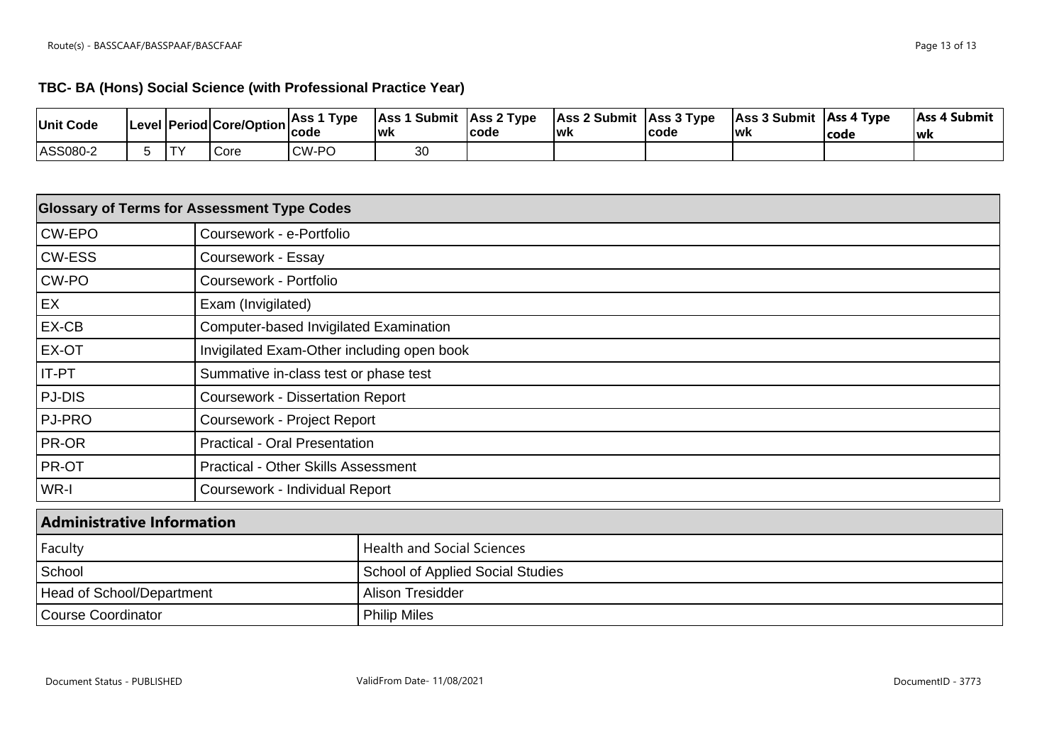**TBC- BA (Hons) Social Science (with Professional Practice Year)**

| Unit Code | Level | Period | Core/Option | Ass 1 Type code | Ass 1 Submit wk | Ass 2 Type code | Ass 2 Submit wk | Ass 3 Type code | Ass 3 Submit wk | Ass 4 Type code | Ass 4 Submit wk |
|---|---|---|---|---|---|---|---|---|---|---|---|
| ASS080-2 | 5 | TY | Core | CW-PO | 30 | | | | | | |

| Glossary of Terms for Assessment Type Codes | |
|---|---|
| CW-EPO | Coursework - e-Portfolio |
| CW-ESS | Coursework - Essay |
| CW-PO | Coursework - Portfolio |
| EX | Exam (Invigilated) |
| EX-CB | Computer-based Invigilated Examination |
| EX-OT | Invigilated Exam-Other including open book |
| IT-PT | Summative in-class test or phase test |
| PJ-DIS | Coursework - Dissertation Report |
| PJ-PRO | Coursework - Project Report |
| PR-OR | Practical - Oral Presentation |
| PR-OT | Practical - Other Skills Assessment |
| WR-I | Coursework - Individual Report |

| Administrative Information | |
|---|---|
| Faculty | Health and Social Sciences |
| School | School of Applied Social Studies |
| Head of School/Department | Alison Tresidder |
| Course Coordinator | Philip Miles |